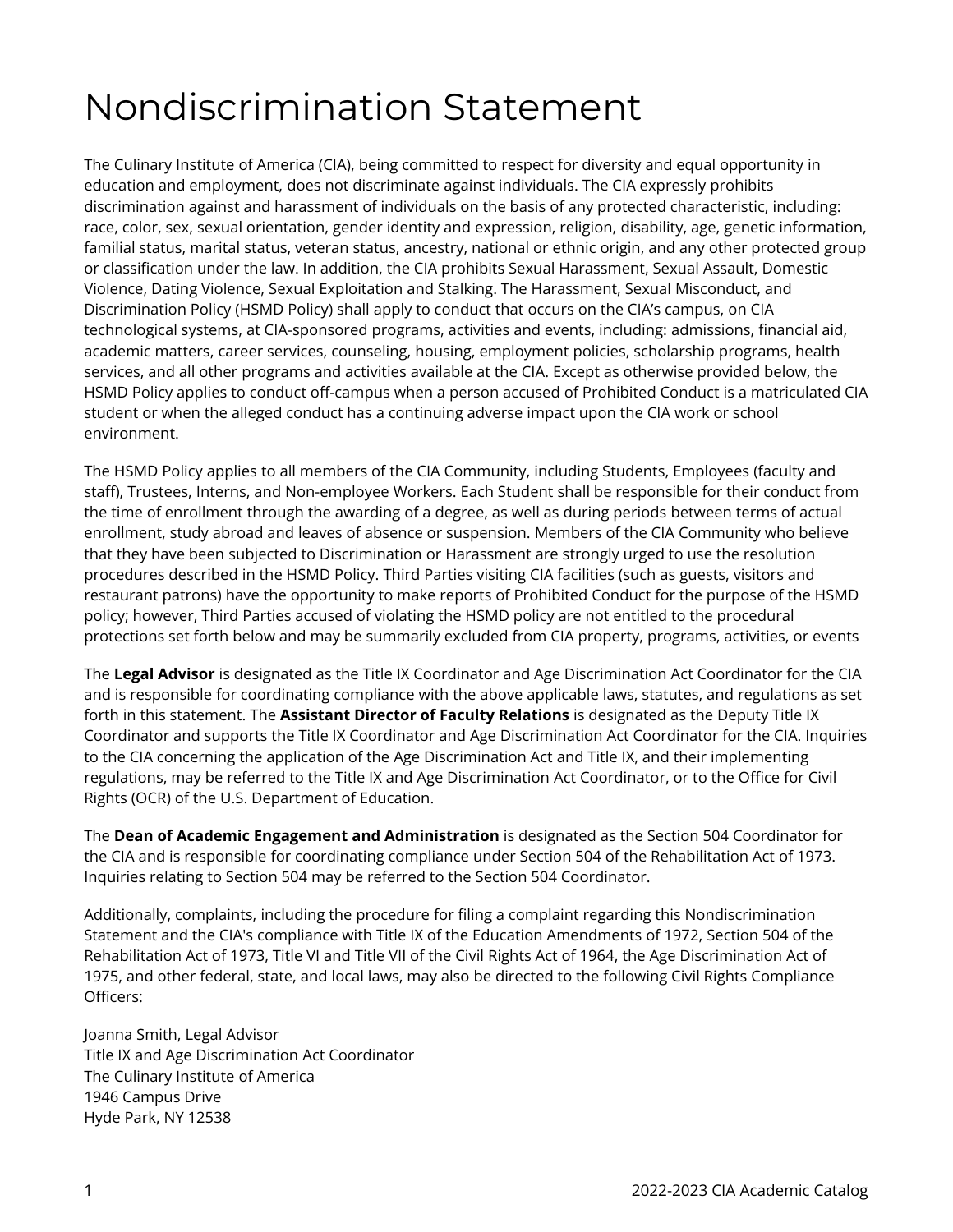# Nondiscrimination Statement

The Culinary Institute of America (CIA), being committed to respect for diversity and equal opportunity in education and employment, does not discriminate against individuals. The CIA expressly prohibits discrimination against and harassment of individuals on the basis of any protected characteristic, including: race, color, sex, sexual orientation, gender identity and expression, religion, disability, age, genetic information, familial status, marital status, veteran status, ancestry, national or ethnic origin, and any other protected group or classification under the law. In addition, the CIA prohibits Sexual Harassment, Sexual Assault, Domestic Violence, Dating Violence, Sexual Exploitation and Stalking. The Harassment, Sexual Misconduct, and Discrimination Policy (HSMD Policy) shall apply to conduct that occurs on the CIA's campus, on CIA technological systems, at CIA-sponsored programs, activities and events, including: admissions, financial aid, academic matters, career services, counseling, housing, employment policies, scholarship programs, health services, and all other programs and activities available at the CIA. Except as otherwise provided below, the HSMD Policy applies to conduct off-campus when a person accused of Prohibited Conduct is a matriculated CIA student or when the alleged conduct has a continuing adverse impact upon the CIA work or school environment.

The HSMD Policy applies to all members of the CIA Community, including Students, Employees (faculty and staff), Trustees, Interns, and Non-employee Workers. Each Student shall be responsible for their conduct from the time of enrollment through the awarding of a degree, as well as during periods between terms of actual enrollment, study abroad and leaves of absence or suspension. Members of the CIA Community who believe that they have been subjected to Discrimination or Harassment are strongly urged to use the resolution procedures described in the HSMD Policy. Third Parties visiting CIA facilities (such as guests, visitors and restaurant patrons) have the opportunity to make reports of Prohibited Conduct for the purpose of the HSMD policy; however, Third Parties accused of violating the HSMD policy are not entitled to the procedural protections set forth below and may be summarily excluded from CIA property, programs, activities, or events

The **Legal Advisor** is designated as the Title IX Coordinator and Age Discrimination Act Coordinator for the CIA and is responsible for coordinating compliance with the above applicable laws, statutes, and regulations as set forth in this statement. The **Assistant Director of Faculty Relations** is designated as the Deputy Title IX Coordinator and supports the Title IX Coordinator and Age Discrimination Act Coordinator for the CIA. Inquiries to the CIA concerning the application of the Age Discrimination Act and Title IX, and their implementing regulations, may be referred to the Title IX and Age Discrimination Act Coordinator, or to the Office for Civil Rights (OCR) of the U.S. Department of Education.

The **Dean of Academic Engagement and Administration** is designated as the Section 504 Coordinator for the CIA and is responsible for coordinating compliance under Section 504 of the Rehabilitation Act of 1973. Inquiries relating to Section 504 may be referred to the Section 504 Coordinator.

Additionally, complaints, including the procedure for filing a complaint regarding this Nondiscrimination Statement and the CIA's compliance with Title IX of the Education Amendments of 1972, Section 504 of the Rehabilitation Act of 1973, Title VI and Title VII of the Civil Rights Act of 1964, the Age Discrimination Act of 1975, and other federal, state, and local laws, may also be directed to the following Civil Rights Compliance Officers:

Joanna Smith, Legal Advisor  
Title IX and Age Discrimination Act Coordinator  
The Culinary Institute of America  
1946 Campus Drive  
Hyde Park, NY 12538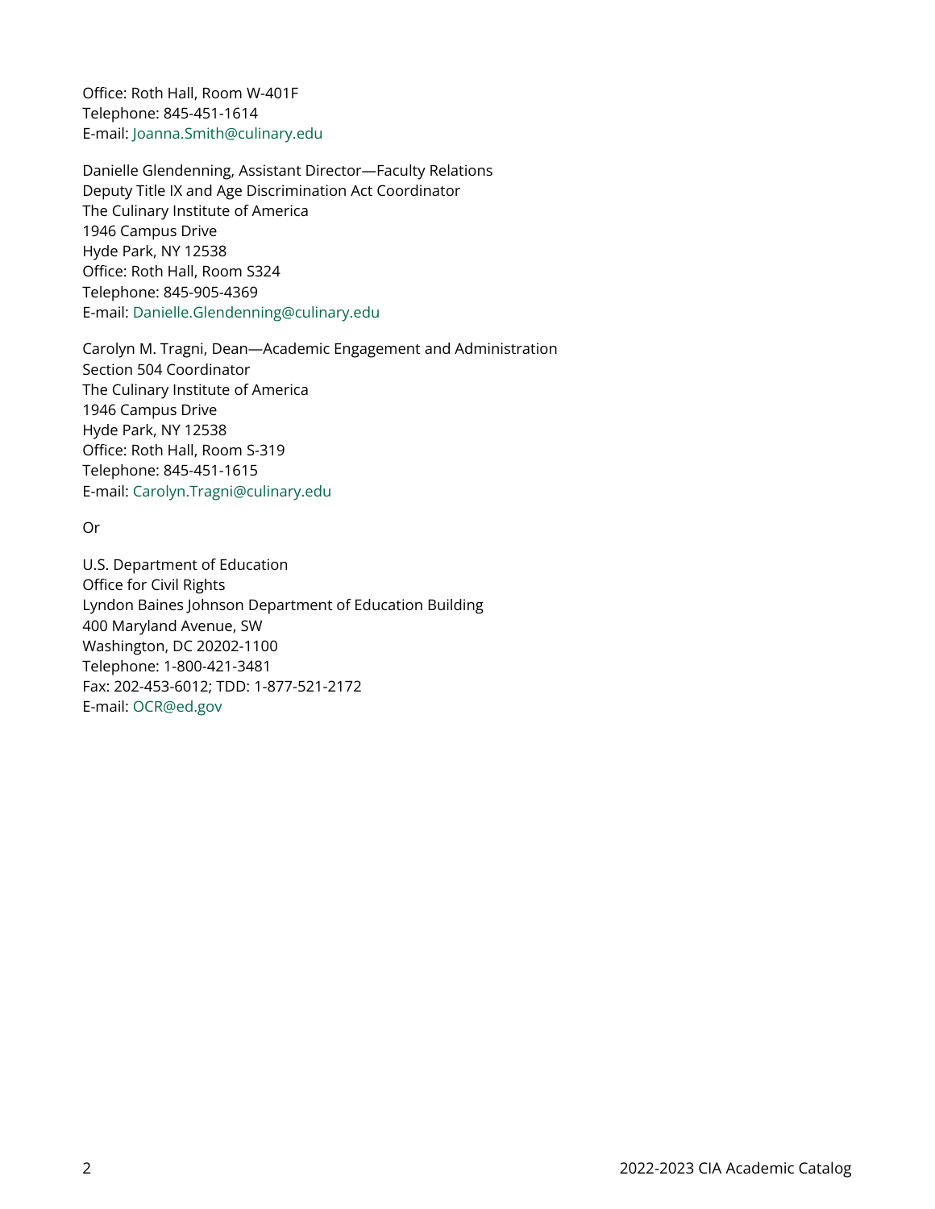Office: Roth Hall, Room W-401F
Telephone: 845-451-1614
E-mail: Joanna.Smith@culinary.edu

Danielle Glendenning, Assistant Director—Faculty Relations
Deputy Title IX and Age Discrimination Act Coordinator
The Culinary Institute of America
1946 Campus Drive
Hyde Park, NY 12538
Office: Roth Hall, Room S324
Telephone: 845-905-4369
E-mail: Danielle.Glendenning@culinary.edu

Carolyn M. Tragni, Dean—Academic Engagement and Administration
Section 504 Coordinator
The Culinary Institute of America
1946 Campus Drive
Hyde Park, NY 12538
Office: Roth Hall, Room S-319
Telephone: 845-451-1615
E-mail: Carolyn.Tragni@culinary.edu

Or

U.S. Department of Education
Office for Civil Rights
Lyndon Baines Johnson Department of Education Building
400 Maryland Avenue, SW
Washington, DC 20202-1100
Telephone: 1-800-421-3481
Fax: 202-453-6012; TDD: 1-877-521-2172
E-mail: OCR@ed.gov